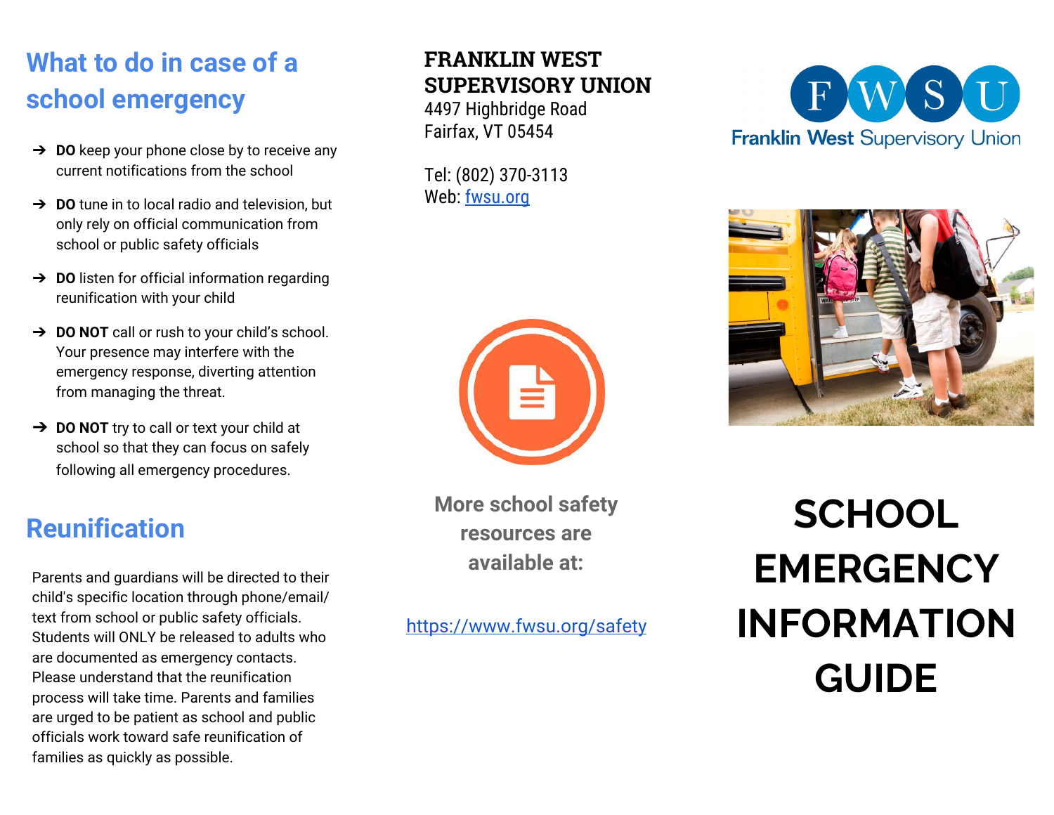## What to do in case of a school emergency

- **DO** keep your phone close by to receive any current notifications from the school
- **DO** tune in to local radio and television, but only rely on official communication from school or public safety officials
- **DO** listen for official information regarding reunification with your child
- **DO NOT** call or rush to your child's school. Your presence may interfere with the emergency response, diverting attention from managing the threat.
- **DO NOT** try to call or text your child at school so that they can focus on safely following all emergency procedures.

## Reunification

Parents and guardians will be directed to their child's specific location through phone/email/text from school or public safety officials. Students will ONLY be released to adults who are documented as emergency contacts. Please understand that the reunification process will take time. Parents and families are urged to be patient as school and public officials work toward safe reunification of families as quickly as possible.

**FRANKLIN WEST SUPERVISORY UNION**
4497 Highbridge Road
Fairfax, VT 05454

Tel: (802) 370-3113
Web: [fwsu.org](fwsu.org)

**More school safety resources are available at:**

[https://www.fwsu.org/safety](https://www.fwsu.org/safety)

FWSU
Franklin West Supervisory Union

# SCHOOL EMERGENCY INFORMATION GUIDE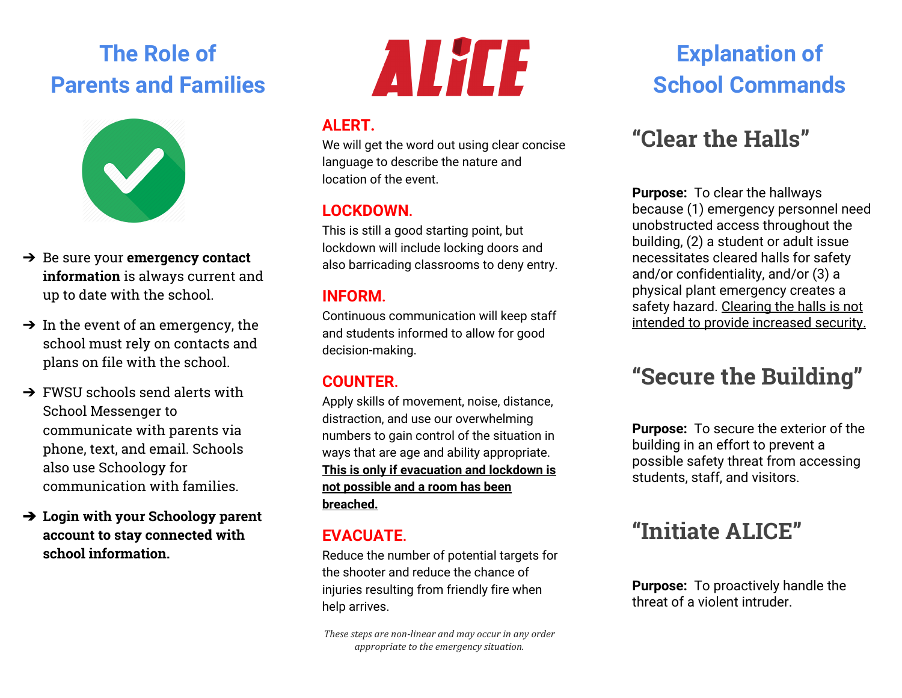## The Role of Parents and Families

- Be sure your **emergency contact information** is always current and up to date with the school.
- In the event of an emergency, the school must rely on contacts and plans on file with the school.
- FWSU schools send alerts with School Messenger to communicate with parents via phone, text, and email. Schools also use Schoology for communication with families.
- **Login with your Schoology parent account to stay connected with school information.**

# ALiCE

**ALERT.**
We will get the word out using clear concise language to describe the nature and location of the event.

**LOCKDOWN.**
This is still a good starting point, but lockdown will include locking doors and also barricading classrooms to deny entry.

**INFORM.**
Continuous communication will keep staff and students informed to allow for good decision-making.

**COUNTER.**
Apply skills of movement, noise, distance, distraction, and use our overwhelming numbers to gain control of the situation in ways that are age and ability appropriate. **This is only if evacuation and lockdown is not possible and a room has been breached.**

**EVACUATE.**
Reduce the number of potential targets for the shooter and reduce the chance of injuries resulting from friendly fire when help arrives.

*These steps are non-linear and may occur in any order appropriate to the emergency situation.*

## Explanation of School Commands

### "Clear the Halls"

**Purpose:** To clear the hallways because (1) emergency personnel need unobstructed access throughout the building, (2) a student or adult issue necessitates cleared halls for safety and/or confidentiality, and/or (3) a physical plant emergency creates a safety hazard. Clearing the halls is not intended to provide increased security.

### "Secure the Building"

**Purpose:** To secure the exterior of the building in an effort to prevent a possible safety threat from accessing students, staff, and visitors.

### "Initiate ALICE"

**Purpose:** To proactively handle the threat of a violent intruder.